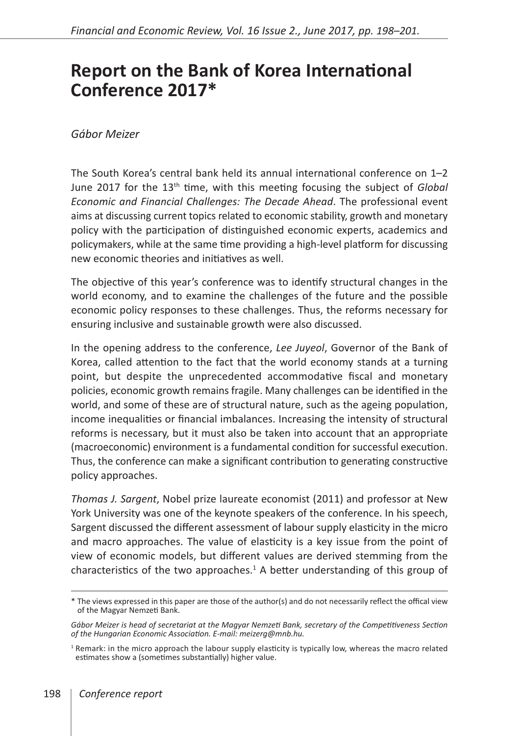# Report on the Bank of Korea International Conference 2017*

*Gábor Meizer*

The South Korea's central bank held its annual international conference on 1–2 June 2017 for the 13th time, with this meeting focusing the subject of *Global Economic and Financial Challenges: The Decade Ahead*. The professional event aims at discussing current topics related to economic stability, growth and monetary policy with the participation of distinguished economic experts, academics and policymakers, while at the same time providing a high-level platform for discussing new economic theories and initiatives as well.

The objective of this year's conference was to identify structural changes in the world economy, and to examine the challenges of the future and the possible economic policy responses to these challenges. Thus, the reforms necessary for ensuring inclusive and sustainable growth were also discussed.

In the opening address to the conference, *Lee Juyeol*, Governor of the Bank of Korea, called attention to the fact that the world economy stands at a turning point, but despite the unprecedented accommodative fiscal and monetary policies, economic growth remains fragile. Many challenges can be identified in the world, and some of these are of structural nature, such as the ageing population, income inequalities or financial imbalances. Increasing the intensity of structural reforms is necessary, but it must also be taken into account that an appropriate (macroeconomic) environment is a fundamental condition for successful execution. Thus, the conference can make a significant contribution to generating constructive policy approaches.

*Thomas J. Sargent*, Nobel prize laureate economist (2011) and professor at New York University was one of the keynote speakers of the conference. In his speech, Sargent discussed the different assessment of labour supply elasticity in the micro and macro approaches. The value of elasticity is a key issue from the point of view of economic models, but different values are derived stemming from the characteristics of the two approaches.[1] A better understanding of this group of

---

\* The views expressed in this paper are those of the author(s) and do not necessarily reflect the offical view of the Magyar Nemzeti Bank.

*Gábor Meizer is head of secretariat at the Magyar Nemzeti Bank, secretary of the Competitiveness Section of the Hungarian Economic Association. E-mail: meizerg@mnb.hu.*

[1] Remark: in the micro approach the labour supply elasticity is typically low, whereas the macro related estimates show a (sometimes substantially) higher value.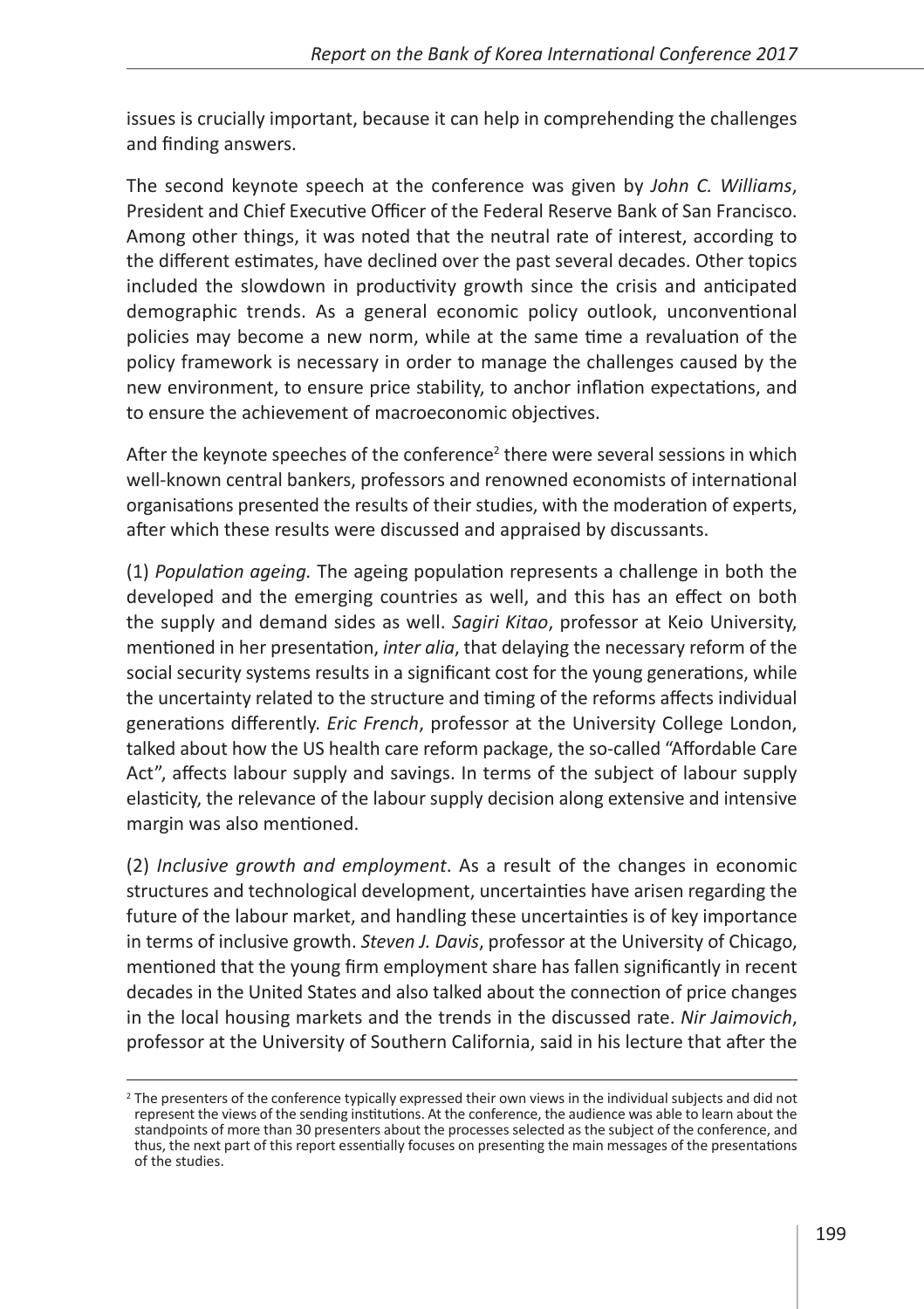issues is crucially important, because it can help in comprehending the challenges and finding answers.

The second keynote speech at the conference was given by *John C. Williams*, President and Chief Executive Officer of the Federal Reserve Bank of San Francisco. Among other things, it was noted that the neutral rate of interest, according to the different estimates, have declined over the past several decades. Other topics included the slowdown in productivity growth since the crisis and anticipated demographic trends. As a general economic policy outlook, unconventional policies may become a new norm, while at the same time a revaluation of the policy framework is necessary in order to manage the challenges caused by the new environment, to ensure price stability, to anchor inflation expectations, and to ensure the achievement of macroeconomic objectives.

After the keynote speeches of the conference[2] there were several sessions in which well-known central bankers, professors and renowned economists of international organisations presented the results of their studies, with the moderation of experts, after which these results were discussed and appraised by discussants.

(1) *Population ageing.* The ageing population represents a challenge in both the developed and the emerging countries as well, and this has an effect on both the supply and demand sides as well. *Sagiri Kitao*, professor at Keio University, mentioned in her presentation, *inter alia*, that delaying the necessary reform of the social security systems results in a significant cost for the young generations, while the uncertainty related to the structure and timing of the reforms affects individual generations differently. *Eric French*, professor at the University College London, talked about how the US health care reform package, the so-called "Affordable Care Act", affects labour supply and savings. In terms of the subject of labour supply elasticity, the relevance of the labour supply decision along extensive and intensive margin was also mentioned.

(2) *Inclusive growth and employment*. As a result of the changes in economic structures and technological development, uncertainties have arisen regarding the future of the labour market, and handling these uncertainties is of key importance in terms of inclusive growth. *Steven J. Davis*, professor at the University of Chicago, mentioned that the young firm employment share has fallen significantly in recent decades in the United States and also talked about the connection of price changes in the local housing markets and the trends in the discussed rate. *Nir Jaimovich*, professor at the University of Southern California, said in his lecture that after the

[2] The presenters of the conference typically expressed their own views in the individual subjects and did not represent the views of the sending institutions. At the conference, the audience was able to learn about the standpoints of more than 30 presenters about the processes selected as the subject of the conference, and thus, the next part of this report essentially focuses on presenting the main messages of the presentations of the studies.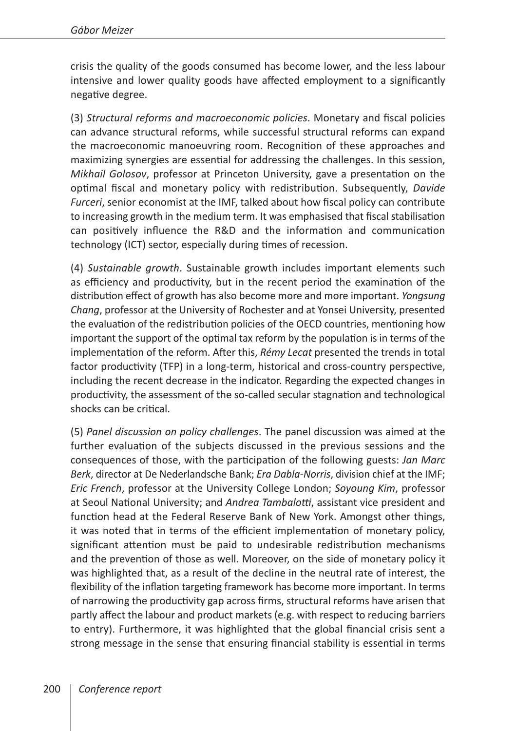crisis the quality of the goods consumed has become lower, and the less labour intensive and lower quality goods have affected employment to a significantly negative degree.

(3) *Structural reforms and macroeconomic policies*. Monetary and fiscal policies can advance structural reforms, while successful structural reforms can expand the macroeconomic manoeuvring room. Recognition of these approaches and maximizing synergies are essential for addressing the challenges. In this session, *Mikhail Golosov*, professor at Princeton University, gave a presentation on the optimal fiscal and monetary policy with redistribution. Subsequently, *Davide Furceri*, senior economist at the IMF, talked about how fiscal policy can contribute to increasing growth in the medium term. It was emphasised that fiscal stabilisation can positively influence the R&D and the information and communication technology (ICT) sector, especially during times of recession.

(4) *Sustainable growth*. Sustainable growth includes important elements such as efficiency and productivity, but in the recent period the examination of the distribution effect of growth has also become more and more important. *Yongsung Chang*, professor at the University of Rochester and at Yonsei University, presented the evaluation of the redistribution policies of the OECD countries, mentioning how important the support of the optimal tax reform by the population is in terms of the implementation of the reform. After this, *Rémy Lecat* presented the trends in total factor productivity (TFP) in a long-term, historical and cross-country perspective, including the recent decrease in the indicator. Regarding the expected changes in productivity, the assessment of the so-called secular stagnation and technological shocks can be critical.

(5) *Panel discussion on policy challenges*. The panel discussion was aimed at the further evaluation of the subjects discussed in the previous sessions and the consequences of those, with the participation of the following guests: *Jan Marc Berk*, director at De Nederlandsche Bank; *Era Dabla-Norris*, division chief at the IMF; *Eric French*, professor at the University College London; *Soyoung Kim*, professor at Seoul National University; and *Andrea Tambalotti*, assistant vice president and function head at the Federal Reserve Bank of New York. Amongst other things, it was noted that in terms of the efficient implementation of monetary policy, significant attention must be paid to undesirable redistribution mechanisms and the prevention of those as well. Moreover, on the side of monetary policy it was highlighted that, as a result of the decline in the neutral rate of interest, the flexibility of the inflation targeting framework has become more important. In terms of narrowing the productivity gap across firms, structural reforms have arisen that partly affect the labour and product markets (e.g. with respect to reducing barriers to entry). Furthermore, it was highlighted that the global financial crisis sent a strong message in the sense that ensuring financial stability is essential in terms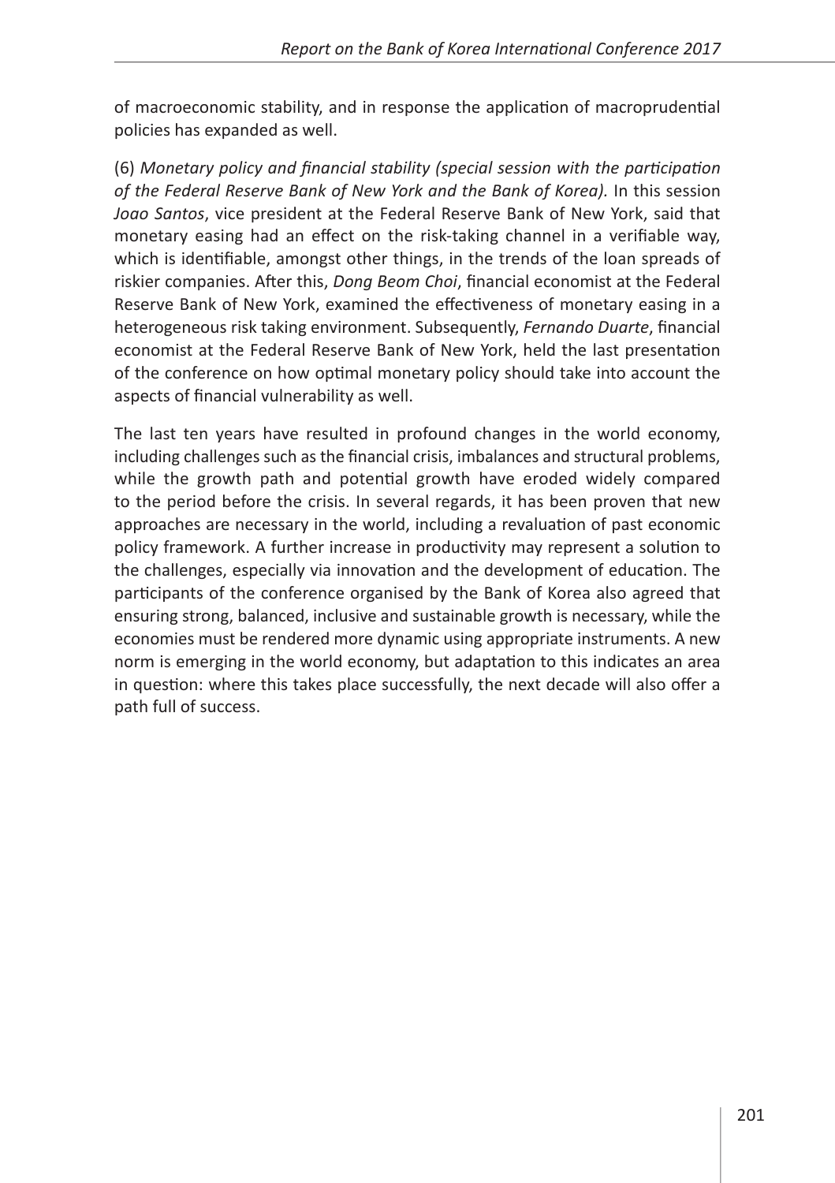of macroeconomic stability, and in response the application of macroprudential policies has expanded as well.

(6) *Monetary policy and financial stability (special session with the participation of the Federal Reserve Bank of New York and the Bank of Korea).* In this session *Joao Santos*, vice president at the Federal Reserve Bank of New York, said that monetary easing had an effect on the risk-taking channel in a verifiable way, which is identifiable, amongst other things, in the trends of the loan spreads of riskier companies. After this, *Dong Beom Choi*, financial economist at the Federal Reserve Bank of New York, examined the effectiveness of monetary easing in a heterogeneous risk taking environment. Subsequently, *Fernando Duarte*, financial economist at the Federal Reserve Bank of New York, held the last presentation of the conference on how optimal monetary policy should take into account the aspects of financial vulnerability as well.

The last ten years have resulted in profound changes in the world economy, including challenges such as the financial crisis, imbalances and structural problems, while the growth path and potential growth have eroded widely compared to the period before the crisis. In several regards, it has been proven that new approaches are necessary in the world, including a revaluation of past economic policy framework. A further increase in productivity may represent a solution to the challenges, especially via innovation and the development of education. The participants of the conference organised by the Bank of Korea also agreed that ensuring strong, balanced, inclusive and sustainable growth is necessary, while the economies must be rendered more dynamic using appropriate instruments. A new norm is emerging in the world economy, but adaptation to this indicates an area in question: where this takes place successfully, the next decade will also offer a path full of success.